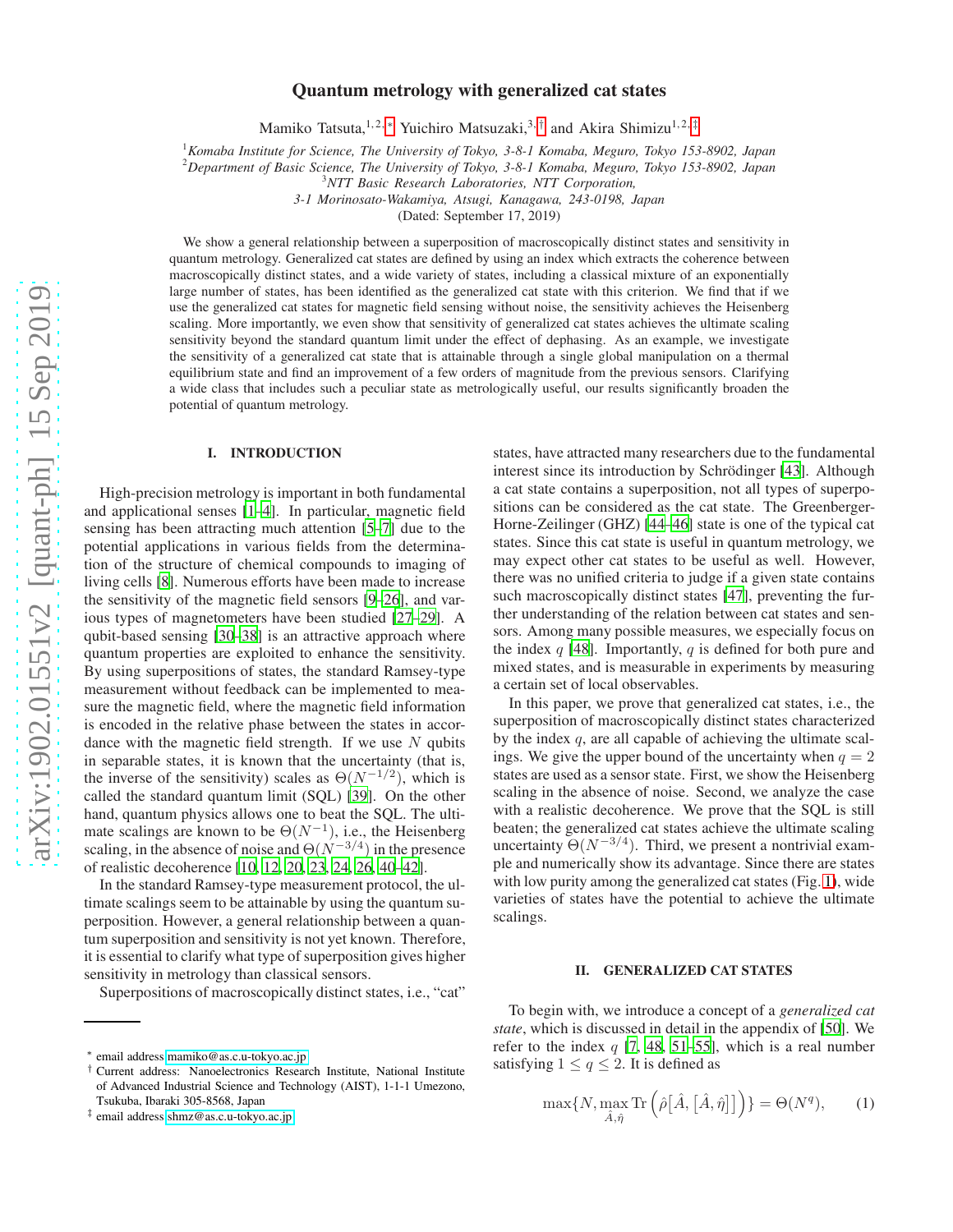# Quantum metrology with generalized cat states

Mamiko Tatsuta,[1,2,*] Yuichiro Matsuzaki,[3,†] and Akira Shimizu[1,2,‡]

[1] *Komaba Institute for Science, The University of Tokyo, 3-8-1 Komaba, Meguro, Tokyo 153-8902, Japan*
[2] *Department of Basic Science, The University of Tokyo, 3-8-1 Komaba, Meguro, Tokyo 153-8902, Japan*
[3] *NTT Basic Research Laboratories, NTT Corporation, 3-1 Morinosato-Wakamiya, Atsugi, Kanagawa, 243-0198, Japan*

(Dated: September 17, 2019)

We show a general relationship between a superposition of macroscopically distinct states and sensitivity in quantum metrology. Generalized cat states are defined by using an index which extracts the coherence between macroscopically distinct states, and a wide variety of states, including a classical mixture of an exponentially large number of states, has been identified as the generalized cat state with this criterion. We find that if we use the generalized cat states for magnetic field sensing without noise, the sensitivity achieves the Heisenberg scaling. More importantly, we even show that sensitivity of generalized cat states achieves the ultimate scaling sensitivity beyond the standard quantum limit under the effect of dephasing. As an example, we investigate the sensitivity of a generalized cat state that is attainable through a single global manipulation on a thermal equilibrium state and find an improvement of a few orders of magnitude from the previous sensors. Clarifying a wide class that includes such a peculiar state as metrologically useful, our results significantly broaden the potential of quantum metrology.

## I. INTRODUCTION

High-precision metrology is important in both fundamental and applicational senses [1–4]. In particular, magnetic field sensing has been attracting much attention [5–7] due to the potential applications in various fields from the determination of the structure of chemical compounds to imaging of living cells [8]. Numerous efforts have been made to increase the sensitivity of the magnetic field sensors [9–26], and various types of magnetometers have been studied [27–29]. A qubit-based sensing [30–38] is an attractive approach where quantum properties are exploited to enhance the sensitivity. By using superpositions of states, the standard Ramsey-type measurement without feedback can be implemented to measure the magnetic field, where the magnetic field information is encoded in the relative phase between the states in accordance with the magnetic field strength. If we use $N$ qubits in separable states, it is known that the uncertainty (that is, the inverse of the sensitivity) scales as $\Theta(N^{-1/2})$, which is called the standard quantum limit (SQL) [39]. On the other hand, quantum physics allows one to beat the SQL. The ultimate scalings are known to be $\Theta(N^{-1})$, i.e., the Heisenberg scaling, in the absence of noise and $\Theta(N^{-3/4})$ in the presence of realistic decoherence [10, 12, 20, 23, 24, 26, 40–42].

In the standard Ramsey-type measurement protocol, the ultimate scalings seem to be attainable by using the quantum superposition. However, a general relationship between a quantum superposition and sensitivity is not yet known. Therefore, it is essential to clarify what type of superposition gives higher sensitivity in metrology than classical sensors.

Superpositions of macroscopically distinct states, i.e., "cat" states, have attracted many researchers due to the fundamental interest since its introduction by Schrödinger [43]. Although a cat state contains a superposition, not all types of superpositions can be considered as the cat state. The Greenberger-Horne-Zeilinger (GHZ) [44–46] state is one of the typical cat states. Since this cat state is useful in quantum metrology, we may expect other cat states to be useful as well. However, there was no unified criteria to judge if a given state contains such macroscopically distinct states [47], preventing the further understanding of the relation between cat states and sensors. Among many possible measures, we especially focus on the index $q$ [48]. Importantly, $q$ is defined for both pure and mixed states, and is measurable in experiments by measuring a certain set of local observables.

In this paper, we prove that generalized cat states, i.e., the superposition of macroscopically distinct states characterized by the index $q$, are all capable of achieving the ultimate scalings. We give the upper bound of the uncertainty when $q = 2$ states are used as a sensor state. First, we show the Heisenberg scaling in the absence of noise. Second, we analyze the case with a realistic decoherence. We prove that the SQL is still beaten; the generalized cat states achieve the ultimate scaling uncertainty $\Theta(N^{-3/4})$. Third, we present a nontrivial example and numerically show its advantage. Since there are states with low purity among the generalized cat states (Fig. 1), wide varieties of states have the potential to achieve the ultimate scalings.

## II. GENERALIZED CAT STATES

To begin with, we introduce a concept of a *generalized cat state*, which is discussed in detail in the appendix of [50]. We refer to the index $q$ [7, 48, 51–55], which is a real number satisfying $1 \le q \le 2$. It is defined as

$$\max\{N, \max_{\hat{A},\hat{\eta}} \mathrm{Tr}\left(\hat{\rho}\big[\hat{A}, [\hat{A}, \hat{\eta}]\big]\right)\} = \Theta(N^q), \qquad (1)$$

* email address mamiko@as.c.u-tokyo.ac.jp

† Current address: Nanoelectronics Research Institute, National Institute of Advanced Industrial Science and Technology (AIST), 1-1-1 Umezono, Tsukuba, Ibaraki 305-8568, Japan

‡ email address shmz@as.c.u-tokyo.ac.jp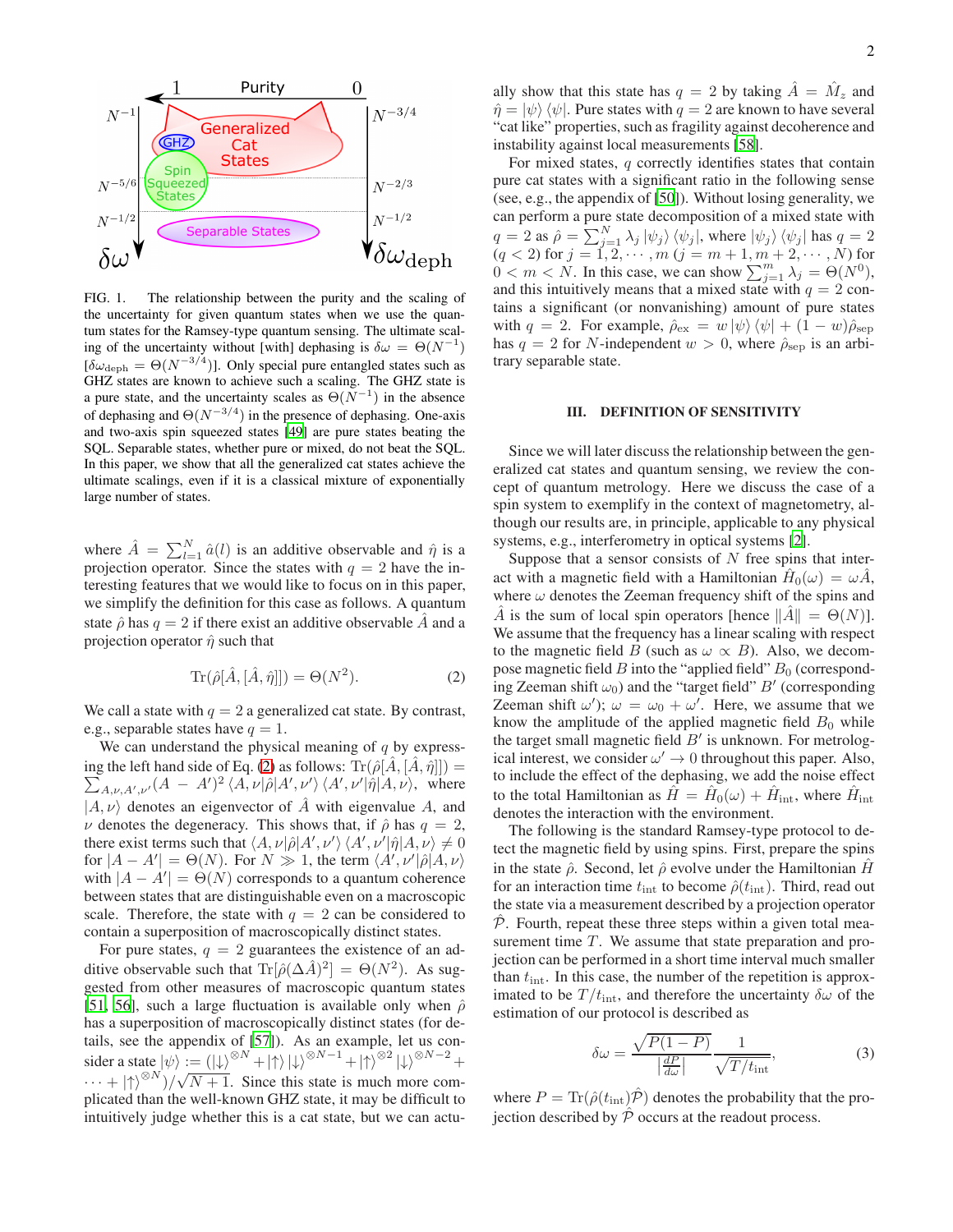FIG. 1. The relationship between the purity and the scaling of the uncertainty for given quantum states when we use the quantum states for the Ramsey-type quantum sensing. The ultimate scaling of the uncertainty without [with] dephasing is $\delta\omega = \Theta(N^{-1})$ [$\delta\omega_{\rm deph} = \Theta(N^{-3/4})$]. Only special pure entangled states such as GHZ states are known to achieve such a scaling. The GHZ state is a pure state, and the uncertainty scales as $\Theta(N^{-1})$ in the absence of dephasing and $\Theta(N^{-3/4})$ in the presence of dephasing. One-axis and two-axis spin squeezed states [49] are pure states beating the SQL. Separable states, whether pure or mixed, do not beat the SQL. In this paper, we show that all the generalized cat states achieve the ultimate scalings, even if it is a classical mixture of exponentially large number of states.

where $\hat{A} = \sum_{l=1}^{N} \hat{a}(l)$ is an additive observable and $\hat{\eta}$ is a projection operator. Since the states with $q = 2$ have the interesting features that we would like to focus on in this paper, we simplify the definition for this case as follows. A quantum state $\hat{\rho}$ has $q = 2$ if there exist an additive observable $\hat{A}$ and a projection operator $\hat{\eta}$ such that

$$\mathrm{Tr}(\hat{\rho}[\hat{A}, [\hat{A}, \hat{\eta}]]) = \Theta(N^2). \tag{2}$$

We call a state with $q = 2$ a generalized cat state. By contrast, e.g., separable states have $q = 1$.

We can understand the physical meaning of $q$ by expressing the left hand side of Eq. (2) as follows: $\mathrm{Tr}(\hat{\rho}[\hat{A}, [\hat{A}, \hat{\eta}]]) = \sum_{A,\nu,A',\nu'}(A - A')^2 \langle A, \nu|\hat{\rho}|A', \nu'\rangle \langle A', \nu'|\hat{\eta}|A, \nu\rangle$, where $|A, \nu\rangle$ denotes an eigenvector of $\hat{A}$ with eigenvalue $A$, and $\nu$ denotes the degeneracy. This shows that, if $\hat{\rho}$ has $q = 2$, there exist terms such that $\langle A, \nu|\hat{\rho}|A', \nu'\rangle \langle A', \nu'|\hat{\eta}|A, \nu\rangle \neq 0$ for $|A - A'| = \Theta(N)$. For $N \gg 1$, the term $\langle A', \nu'|\hat{\rho}|A, \nu\rangle$ with $|A - A'| = \Theta(N)$ corresponds to a quantum coherence between states that are distinguishable even on a macroscopic scale. Therefore, the state with $q = 2$ can be considered to contain a superposition of macroscopically distinct states.

For pure states, $q = 2$ guarantees the existence of an additive observable such that $\mathrm{Tr}[\hat{\rho}(\Delta\hat{A})^2] = \Theta(N^2)$. As suggested from other measures of macroscopic quantum states [51, 56], such a large fluctuation is available only when $\hat{\rho}$ has a superposition of macroscopically distinct states (for details, see the appendix of [57]). As an example, let us consider a state $|\psi\rangle := (|\downarrow\rangle^{\otimes N} + |\uparrow\rangle|\downarrow\rangle^{\otimes N-1} + |\uparrow\rangle^{\otimes 2}|\downarrow\rangle^{\otimes N-2} + \cdots + |\uparrow\rangle^{\otimes N})/\sqrt{N+1}$. Since this state is much more complicated than the well-known GHZ state, it may be difficult to intuitively judge whether this is a cat state, but we can actually show that this state has $q = 2$ by taking $\hat{A} = \hat{M}_z$ and $\hat{\eta} = |\psi\rangle\langle\psi|$. Pure states with $q = 2$ are known to have several "cat like" properties, such as fragility against decoherence and instability against local measurements [58].

For mixed states, $q$ correctly identifies states that contain pure cat states with a significant ratio in the following sense (see, e.g., the appendix of [50]). Without losing generality, we can perform a pure state decomposition of a mixed state with $q = 2$ as $\hat{\rho} = \sum_{j=1}^{N} \lambda_j |\psi_j\rangle\langle\psi_j|$, where $|\psi_j\rangle$ has $q = 2$ ($q < 2$) for $j = 1, 2, \cdots, m$ ($j = m+1, m+2, \cdots, N$) for $0 < m < N$. In this case, we can show $\sum_{j=1}^{m} \lambda_j = \Theta(N^0)$, and this intuitively means that a mixed state with $q = 2$ contains a significant (or nonvanishing) amount of pure states with $q = 2$. For example, $\hat{\rho}_{\rm ex} = w|\psi\rangle\langle\psi| + (1 - w)\hat{\rho}_{\rm sep}$ has $q = 2$ for $N$-independent $w > 0$, where $\hat{\rho}_{\rm sep}$ is an arbitrary separable state.

## III. DEFINITION OF SENSITIVITY

Since we will later discuss the relationship between the generalized cat states and quantum sensing, we review the concept of quantum metrology. Here we discuss the case of a spin system to exemplify in the context of magnetometry, although our results are, in principle, applicable to any physical systems, e.g., interferometry in optical systems [2].

Suppose that a sensor consists of $N$ free spins that interact with a magnetic field with a Hamiltonian $\hat{H}_0(\omega) = \omega\hat{A}$, where $\omega$ denotes the Zeeman frequency shift of the spins and $\hat{A}$ is the sum of local spin operators [hence $\|\hat{A}\| = \Theta(N)$]. We assume that the frequency has a linear scaling with respect to the magnetic field $B$ (such as $\omega \propto B$). Also, we decompose magnetic field $B$ into the "applied field" $B_0$ (corresponding Zeeman shift $\omega_0$) and the "target field" $B'$ (corresponding Zeeman shift $\omega'$); $\omega = \omega_0 + \omega'$. Here, we assume that we know the amplitude of the applied magnetic field $B_0$ while the target small magnetic field $B'$ is unknown. For metrological interest, we consider $\omega' \to 0$ throughout this paper. Also, to include the effect of the dephasing, we add the noise effect to the total Hamiltonian as $\hat{H} = \hat{H}_0(\omega) + \hat{H}_{\rm int}$, where $\hat{H}_{\rm int}$ denotes the interaction with the environment.

The following is the standard Ramsey-type protocol to detect the magnetic field by using spins. First, prepare the spins in the state $\hat{\rho}$. Second, let $\hat{\rho}$ evolve under the Hamiltonian $\hat{H}$ for an interaction time $t_{\rm int}$ to become $\hat{\rho}(t_{\rm int})$. Third, read out the state via a measurement described by a projection operator $\hat{\mathcal{P}}$. Fourth, repeat these three steps within a given total measurement time $T$. We assume that state preparation and projection can be performed in a short time interval much smaller than $t_{\rm int}$. In this case, the number of the repetition is approximated to be $T/t_{\rm int}$, and therefore the uncertainty $\delta\omega$ of the estimation of our protocol is described as

$$\delta\omega = \frac{\sqrt{P(1-P)}}{\left|\frac{dP}{d\omega}\right|} \frac{1}{\sqrt{T/t_{\rm int}}}, \tag{3}$$

where $P = \mathrm{Tr}(\hat{\rho}(t_{\rm int})\hat{\mathcal{P}})$ denotes the probability that the projection described by $\hat{\mathcal{P}}$ occurs at the readout process.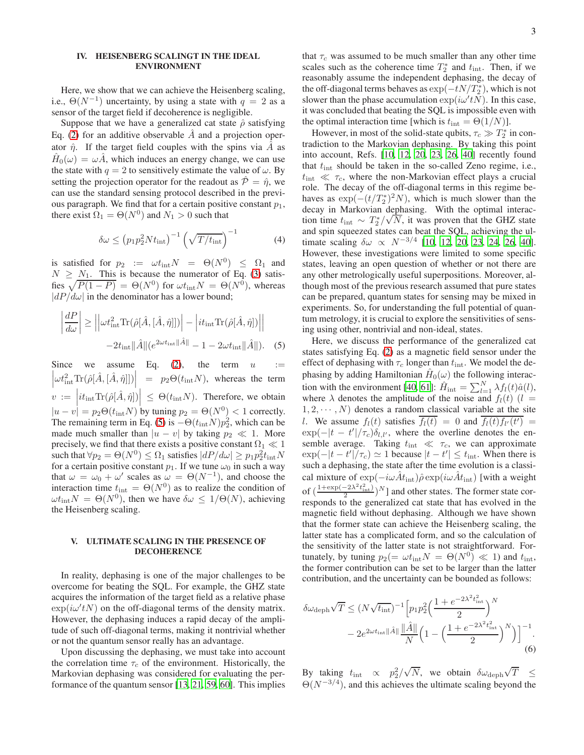## IV. HEISENBERG SCALINGT IN THE IDEAL ENVIRONMENT

Here, we show that we can achieve the Heisenberg scaling, i.e., $\Theta(N^{-1})$ uncertainty, by using a state with $q = 2$ as a sensor of the target field if decoherence is negligible.

Suppose that we have a generalized cat state $\hat{\rho}$ satisfying Eq. (2) for an additive observable $\hat{A}$ and a projection operator $\hat{\eta}$. If the target field couples with the spins via $\hat{A}$ as $\hat{H}_0(\omega) = \omega\hat{A}$, which induces an energy change, we can use the state with $q = 2$ to sensitively estimate the value of $\omega$. By setting the projection operator for the readout as $\hat{\mathcal{P}} = \hat{\eta}$, we can use the standard sensing protocol described in the previous paragraph. We find that for a certain positive constant $p_1$, there exist $\Omega_1 = \Theta(N^0)$ and $N_1 > 0$ such that

$$\delta\omega \leq \left(p_1 p_2^2 N t_{\text{int}}\right)^{-1} \left(\sqrt{T/t_{\text{int}}}\right)^{-1} \tag{4}$$

is satisfied for $p_2 := \omega t_{\text{int}} N = \Theta(N^0) \leq \Omega_1$ and $N \geq N_1$. This is because the numerator of Eq. (3) satisfies $\sqrt{P(1-P)} = \Theta(N^0)$ for $\omega t_{\text{int}} N = \Theta(N^0)$, whereas $|dP/d\omega|$ in the denominator has a lower bound;

$$\begin{aligned}\left|\frac{dP}{d\omega}\right| \geq &\left|\left|\omega t_{\text{int}}^2 \text{Tr}(\hat{\rho}[\hat{A}, [\hat{A}, \hat{\eta}]])\right| - \left|it_{\text{int}} \text{Tr}(\hat{\rho}[\hat{A}, \hat{\eta}])\right|\right| \\ &- 2t_{\text{int}}\|\hat{A}\|(e^{2\omega t_{\text{int}}\|\hat{A}\|} - 1 - 2\omega t_{\text{int}}\|\hat{A}\|).\end{aligned} \tag{5}$$

Since we assume Eq. (2), the term $u := \left|\omega t_{\text{int}}^2 \text{Tr}(\hat{\rho}[\hat{A}, [\hat{A}, \hat{\eta}]])\right| = p_2\Theta(t_{\text{int}}N)$, whereas the term $v := \left|it_{\text{int}}\text{Tr}(\hat{\rho}[\hat{A}, \hat{\eta}])\right| \leq \Theta(t_{\text{int}}N)$. Therefore, we obtain $|u - v| = p_2\Theta(t_{\text{int}}N)$ by tuning $p_2 = \Theta(N^0) < 1$ correctly. The remaining term in Eq. (5) is $-\Theta(t_{\text{int}}N)p_2^2$, which can be made much smaller than $|u - v|$ by taking $p_2 \ll 1$. More precisely, we find that there exists a positive constant $\Omega_1 \ll 1$ such that $\forall p_2 = \Theta(N^0) \leq \Omega_1$ satisfies $|dP/d\omega| \geq p_1 p_2^2 t_{\text{int}} N$ for a certain positive constant $p_1$. If we tune $\omega_0$ in such a way that $\omega = \omega_0 + \omega'$ scales as $\omega = \Theta(N^{-1})$, and choose the interaction time $t_{\text{int}} = \Theta(N^0)$ as to realize the condition of $\omega t_{\text{int}} N = \Theta(N^0)$, then we have $\delta\omega \leq 1/\Theta(N)$, achieving the Heisenberg scaling.

## V. ULTIMATE SCALING IN THE PRESENCE OF DECOHERENCE

In reality, dephasing is one of the major challenges to be overcome for beating the SQL. For example, the GHZ state acquires the information of the target field as a relative phase $\exp(i\omega' tN)$ on the off-diagonal terms of the density matrix. However, the dephasing induces a rapid decay of the amplitude of such off-diagonal terms, making it nontrivial whether or not the quantum sensor really has an advantage.

Upon discussing the dephasing, we must take into account the correlation time $\tau_c$ of the environment. Historically, the Markovian dephasing was considered for evaluating the performance of the quantum sensor [13, 21, 59, 60]. This implies that $\tau_c$ was assumed to be much smaller than any other time scales such as the coherence time $T_2^*$ and $t_{\text{int}}$. Then, if we reasonably assume the independent dephasing, the decay of the off-diagonal terms behaves as $\exp(-tN/T_2^*)$, which is not slower than the phase accumulation $\exp(i\omega' tN)$. In this case, it was concluded that beating the SQL is impossible even with the optimal interaction time [which is $t_{\text{int}} = \Theta(1/N)$].

However, in most of the solid-state qubits, $\tau_c \gg T_2^*$ in contradiction to the Markovian dephasing. By taking this point into account, Refs. [10, 12, 20, 23, 26, 40] recently found that $t_{\text{int}}$ should be taken in the so-called Zeno regime, i.e., $t_{\text{int}} \ll \tau_c$, where the non-Markovian effect plays a crucial role. The decay of the off-diagonal terms in this regime behaves as $\exp(-(t/T_2^*)^2 N)$, which is much slower than the decay in Markovian dephasing. With the optimal interaction time $t_{\text{int}} \sim T_2^*/\sqrt{N}$, it was proven that the GHZ state and spin squeezed states can beat the SQL, achieving the ultimate scaling $\delta\omega \propto N^{-3/4}$ [10, 12, 20, 23, 24, 26, 40]. However, these investigations were limited to some specific states, leaving an open question of whether or not there are any other metrologically useful superpositions. Moreover, although most of the previous research assumed that pure states can be prepared, quantum states for sensing may be mixed in experiments. So, for understanding the full potential of quantum metrology, it is crucial to explore the sensitivities of sensing using other, nontrivial and non-ideal, states.

Here, we discuss the performance of the generalized cat states satisfying Eq. (2) as a magnetic field sensor under the effect of dephasing with $\tau_c$ longer than $t_{\text{int}}$. We model the dephasing by adding Hamiltonian $\hat{H}_0(\omega)$ the following interaction with the environment [40, 61]: $\hat{H}_{\text{int}} = \sum_{l=1}^{N} \lambda f_l(t)\hat{a}(l)$, where $\lambda$ denotes the amplitude of the noise and $f_l(t)$ ($l = 1, 2, \cdots, N$) denotes a random classical variable at the site $l$. We assume $f_l(t)$ satisfies $\overline{f_l(t)} = 0$ and $\overline{f_l(t)f_{l'}(t')} = \exp(-|t - t'|/\tau_c)\delta_{l,l'}$, where the overline denotes the ensemble average. Taking $t_{\text{int}} \ll \tau_c$, we can approximate $\exp(-|t - t'|/\tau_c) \simeq 1$ because $|t - t'| \leq t_{\text{int}}$. When there is such a dephasing, the state after the time evolution is a classical mixture of $\exp(-i\omega\hat{A}t_{\text{int}})\hat{\rho}\exp(i\omega\hat{A}t_{\text{int}})$ [with a weight of $(\frac{1+\exp(-2\lambda^2 t_{\text{int}}^2)}{2})^N$] and other states. The former state corresponds to the generalized cat state that has evolved in the magnetic field without dephasing. Although we have shown that the former state can achieve the Heisenberg scaling, the latter state has a complicated form, and so the calculation of the sensitivity of the latter state is not straightforward. Fortunately, by tuning $p_2 (= \omega t_{\text{int}} N = \Theta(N^0) \ll 1)$ and $t_{\text{int}}$, the former contribution can be set to be larger than the latter contribution, and the uncertainty can be bounded as follows:

$$\begin{aligned}\delta\omega_{\text{deph}}\sqrt{T} \leq (N\sqrt{t_{\text{int}}})^{-1}\Big[&p_1 p_2^2 \Big(\frac{1 + e^{-2\lambda^2 t_{\text{int}}^2}}{2}\Big)^N \\ &- 2e^{2\omega t_{\text{int}}\|\hat{A}\|}\frac{\|\hat{A}\|}{N}\Big(1 - \Big(\frac{1 + e^{-2\lambda^2 t_{\text{int}}^2}}{2}\Big)^N\Big)\Big]^{-1}.\end{aligned} \tag{6}$$

By taking $t_{\text{int}} \propto p_2^2/\sqrt{N}$, we obtain $\delta\omega_{\text{deph}}\sqrt{T} \leq \Theta(N^{-3/4})$, and this achieves the ultimate scaling beyond the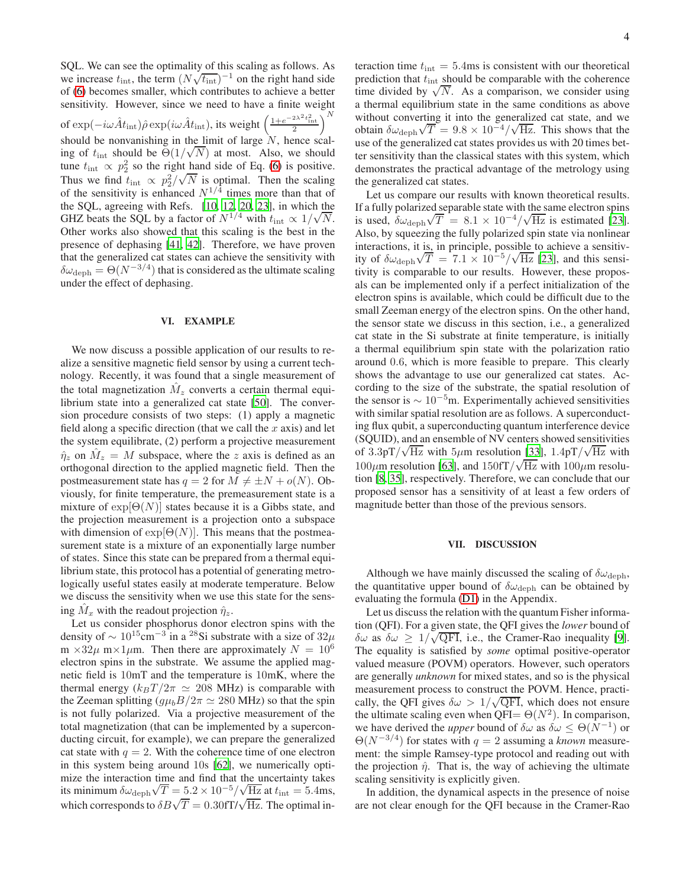SQL. We can see the optimality of this scaling as follows. As we increase $t_{\rm int}$, the term $(N\sqrt{t_{\rm int}})^{-1}$ on the right hand side of (6) becomes smaller, which contributes to achieve a better sensitivity. However, since we need to have a finite weight of $\exp(-i\omega\hat{A}t_{\rm int})\hat{\rho}\exp(i\omega\hat{A}t_{\rm int})$, its weight $\left(\frac{1+e^{-2\lambda^2 t_{\rm int}^2}}{2}\right)^N$ should be nonvanishing in the limit of large $N$, hence scaling of $t_{\rm int}$ should be $\Theta(1/\sqrt{N})$ at most. Also, we should tune $t_{\rm int} \propto p_2^2$ so the right hand side of Eq. (6) is positive. Thus we find $t_{\rm int} \propto p_2^2/\sqrt{N}$ is optimal. Then the scaling of the sensitivity is enhanced $N^{1/4}$ times more than that of the SQL, agreeing with Refs. [10, 12, 20, 23], in which the GHZ beats the SQL by a factor of $N^{1/4}$ with $t_{\rm int} \propto 1/\sqrt{N}$. Other works also showed that this scaling is the best in the presence of dephasing [41, 42]. Therefore, we have proven that the generalized cat states can achieve the sensitivity with $\delta\omega_{\rm deph} = \Theta(N^{-3/4})$ that is considered as the ultimate scaling under the effect of dephasing.

## VI. EXAMPLE

We now discuss a possible application of our results to realize a sensitive magnetic field sensor by using a current technology. Recently, it was found that a single measurement of the total magnetization $\hat{M}_z$ converts a certain thermal equilibrium state into a generalized cat state [50]. The conversion procedure consists of two steps: (1) apply a magnetic field along a specific direction (that we call the $x$ axis) and let the system equilibrate, (2) perform a projective measurement $\hat{\eta}_z$ on $\hat{M}_z = M$ subspace, where the $z$ axis is defined as an orthogonal direction to the applied magnetic field. Then the postmeasurement state has $q = 2$ for $M \neq \pm N + o(N)$. Obviously, for finite temperature, the premeasurement state is a mixture of $\exp[\Theta(N)]$ states because it is a Gibbs state, and the projection measurement is a projection onto a subspace with dimension of $\exp[\Theta(N)]$. This means that the postmeasurement state is a mixture of an exponentially large number of states. Since this state can be prepared from a thermal equilibrium state, this protocol has a potential of generating metrologically useful states easily at moderate temperature. Below we discuss the sensitivity when we use this state for the sensing $\hat{M}_x$ with the readout projection $\hat{\eta}_z$.

Let us consider phosphorus donor electron spins with the density of $\sim 10^{15}\text{cm}^{-3}$ in a $^{28}$Si substrate with a size of $32\mu$ m $\times 32\mu$ m$\times 1\mu$m. Then there are approximately $N = 10^6$ electron spins in the substrate. We assume the applied magnetic field is 10mT and the temperature is 10mK, where the thermal energy ($k_B T/2\pi \simeq 208$ MHz) is comparable with the Zeeman splitting ($g\mu_b B/2\pi \simeq 280$ MHz) so that the spin is not fully polarized. Via a projective measurement of the total magnetization (that can be implemented by a superconducting circuit, for example), we can prepare the generalized cat state with $q = 2$. With the coherence time of one electron in this system being around 10s [62], we numerically optimize the interaction time and find that the uncertainty takes its minimum $\delta\omega_{\rm deph}\sqrt{T} = 5.2 \times 10^{-5}/\sqrt{\rm Hz}$ at $t_{\rm int} = 5.4$ms, which corresponds to $\delta B\sqrt{T} = 0.30\text{fT}/\sqrt{\rm Hz}$. The optimal interaction time $t_{\rm int} = 5.4$ms is consistent with our theoretical prediction that $t_{\rm int}$ should be comparable with the coherence time divided by $\sqrt{N}$. As a comparison, we consider using a thermal equilibrium state in the same conditions as above without converting it into the generalized cat state, and we obtain $\delta\omega_{\rm deph}\sqrt{T} = 9.8 \times 10^{-4}/\sqrt{\rm Hz}$. This shows that the use of the generalized cat states provides us with 20 times better sensitivity than the classical states with this system, which demonstrates the practical advantage of the metrology using the generalized cat states.

Let us compare our results with known theoretical results. If a fully polarized separable state with the same electron spins is used, $\delta\omega_{\rm deph}\sqrt{T} = 8.1 \times 10^{-4}/\sqrt{\rm Hz}$ is estimated [23]. Also, by squeezing the fully polarized spin state via nonlinear interactions, it is, in principle, possible to achieve a sensitivity of $\delta\omega_{\rm deph}\sqrt{T} = 7.1 \times 10^{-5}/\sqrt{\rm Hz}$ [23], and this sensitivity is comparable to our results. However, these proposals can be implemented only if a perfect initialization of the electron spins is available, which could be difficult due to the small Zeeman energy of the electron spins. On the other hand, the sensor state we discuss in this section, i.e., a generalized cat state in the Si substrate at finite temperature, is initially a thermal equilibrium spin state with the polarization ratio around 0.6, which is more feasible to prepare. This clearly shows the advantage to use our generalized cat states. According to the size of the substrate, the spatial resolution of the sensor is $\sim 10^{-5}$m. Experimentally achieved sensitivities with similar spatial resolution are as follows. A superconducting flux qubit, a superconducting quantum interference device (SQUID), and an ensemble of NV centers showed sensitivities of $3.3\text{pT}/\sqrt{\rm Hz}$ with $5\mu$m resolution [33], $1.4\text{pT}/\sqrt{\rm Hz}$ with $100\mu$m resolution [63], and $150\text{fT}/\sqrt{\rm Hz}$ with $100\mu$m resolution [8, 35], respectively. Therefore, we can conclude that our proposed sensor has a sensitivity of at least a few orders of magnitude better than those of the previous sensors.

## VII. DISCUSSION

Although we have mainly discussed the scaling of $\delta\omega_{\rm deph}$, the quantitative upper bound of $\delta\omega_{\rm deph}$ can be obtained by evaluating the formula (D1) in the Appendix.

Let us discuss the relation with the quantum Fisher information (QFI). For a given state, the QFI gives the *lower* bound of $\delta\omega$ as $\delta\omega \geq 1/\sqrt{\rm QFI}$, i.e., the Cramer-Rao inequality [9]. The equality is satisfied by *some* optimal positive-operator valued measure (POVM) operators. However, such operators are generally *unknown* for mixed states, and so is the physical measurement process to construct the POVM. Hence, practically, the QFI gives $\delta\omega > 1/\sqrt{\rm QFI}$, which does not ensure the ultimate scaling even when QFI$= \Theta(N^2)$. In comparison, we have derived the *upper* bound of $\delta\omega$ as $\delta\omega \leq \Theta(N^{-1})$ or $\Theta(N^{-3/4})$ for states with $q = 2$ assuming a *known* measurement: the simple Ramsey-type protocol and reading out with the projection $\hat{\eta}$. That is, the way of achieving the ultimate scaling sensitivity is explicitly given.

In addition, the dynamical aspects in the presence of noise are not clear enough for the QFI because in the Cramer-Rao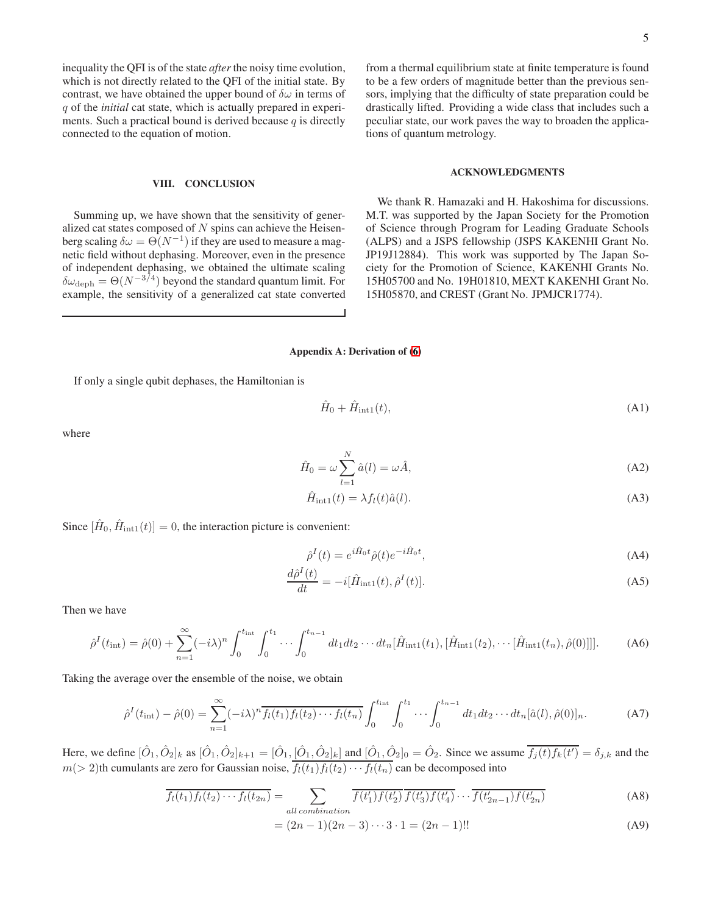inequality the QFI is of the state *after* the noisy time evolution, which is not directly related to the QFI of the initial state. By contrast, we have obtained the upper bound of $\delta\omega$ in terms of $q$ of the *initial* cat state, which is actually prepared in experiments. Such a practical bound is derived because $q$ is directly connected to the equation of motion.

## VIII. CONCLUSION

Summing up, we have shown that the sensitivity of generalized cat states composed of $N$ spins can achieve the Heisenberg scaling $\delta\omega = \Theta(N^{-1})$ if they are used to measure a magnetic field without dephasing. Moreover, even in the presence of independent dephasing, we obtained the ultimate scaling $\delta\omega_{\rm deph} = \Theta(N^{-3/4})$ beyond the standard quantum limit. For example, the sensitivity of a generalized cat state converted from a thermal equilibrium state at finite temperature is found to be a few orders of magnitude better than the previous sensors, implying that the difficulty of state preparation could be drastically lifted. Providing a wide class that includes such a peculiar state, our work paves the way to broaden the applications of quantum metrology.

## ACKNOWLEDGMENTS

We thank R. Hamazaki and H. Hakoshima for discussions. M.T. was supported by the Japan Society for the Promotion of Science through Program for Leading Graduate Schools (ALPS) and a JSPS fellowship (JSPS KAKENHI Grant No. JP19J12884). This work was supported by The Japan Society for the Promotion of Science, KAKENHI Grants No. 15H05700 and No. 19H01810, MEXT KAKENHI Grant No. 15H05870, and CREST (Grant No. JPMJCR1774).

### Appendix A: Derivation of (6)

If only a single qubit dephases, the Hamiltonian is

$$\hat{H}_0 + \hat{H}_{\rm int1}(t), \tag{A1}$$

where

$$\hat{H}_0 = \omega \sum_{l=1}^{N} \hat{a}(l) = \omega \hat{A}, \tag{A2}$$

$$\hat{H}_{\rm int1}(t) = \lambda f_l(t) \hat{a}(l). \tag{A3}$$

Since $[\hat{H}_0, \hat{H}_{\rm int1}(t)] = 0$, the interaction picture is convenient:

$$\hat{\rho}^I(t) = e^{i\hat{H}_0 t} \hat{\rho}(t) e^{-i\hat{H}_0 t}, \tag{A4}$$

$$\frac{d\hat{\rho}^I(t)}{dt} = -i[\hat{H}_{\rm int1}(t), \hat{\rho}^I(t)]. \tag{A5}$$

Then we have

$$\hat{\rho}^I(t_{\rm int}) = \hat{\rho}(0) + \sum_{n=1}^{\infty} (-i\lambda)^n \int_0^{t_{\rm int}} \int_0^{t_1} \cdots \int_0^{t_{n-1}} dt_1 dt_2 \cdots dt_n [\hat{H}_{\rm int1}(t_1), [\hat{H}_{\rm int1}(t_2), \cdots [\hat{H}_{\rm int1}(t_n), \hat{\rho}(0)]]]. \tag{A6}$$

Taking the average over the ensemble of the noise, we obtain

$$\hat{\rho}^I(t_{\rm int}) - \hat{\rho}(0) = \sum_{n=1}^{\infty} (-i\lambda)^n \overline{f_l(t_1) f_l(t_2) \cdots f_l(t_n)} \int_0^{t_{\rm int}} \int_0^{t_1} \cdots \int_0^{t_{n-1}} dt_1 dt_2 \cdots dt_n [\hat{a}(l), \hat{\rho}(0)]_n. \tag{A7}$$

Here, we define $[\hat{O}_1, \hat{O}_2]_k$ as $[\hat{O}_1, \hat{O}_2]_{k+1} = [\hat{O}_1, [\hat{O}_1, \hat{O}_2]_k]$ and $[\hat{O}_1, \hat{O}_2]_0 = \hat{O}_2$. Since we assume $\overline{f_j(t) f_k(t')} = \delta_{j,k}$ and the $m(>2)$th cumulants are zero for Gaussian noise, $\overline{f_l(t_1) f_l(t_2) \cdots f_l(t_n)}$ can be decomposed into

$$\overline{f_l(t_1) f_l(t_2) \cdots f_l(t_{2n})} = \sum_{all\ combination} \overline{f(t'_1) f(t'_2)}\, \overline{f(t'_3) f(t'_4)} \cdots \overline{f(t'_{2n-1}) f(t'_{2n})} \tag{A8}$$

$$= (2n-1)(2n-3) \cdots 3 \cdot 1 = (2n-1)!! \tag{A9}$$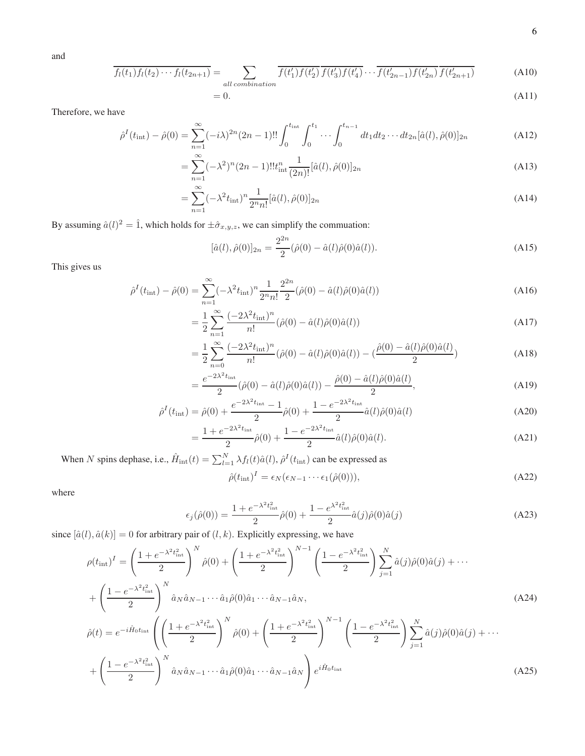and

$$\overline{f_l(t_1)f_l(t_2)\cdots f_l(t_{2n+1})} = \sum_{all\,combination} \overline{f(t_1')f(t_2')}\,\overline{f(t_3')f(t_4')}\cdots\overline{f(t_{2n-1}')f(t_{2n}')}\,\overline{f(t_{2n+1}')} \tag{A10}$$

$$= 0. \tag{A11}$$

Therefore, we have

$$\hat{\rho}^I(t_{\rm int}) - \hat{\rho}(0) = \sum_{n=1}^{\infty}(-i\lambda)^{2n}(2n-1)!!\int_0^{t_{\rm int}}\int_0^{t_1}\cdots\int_0^{t_{n-1}} dt_1 dt_2\cdots dt_{2n}[\hat{a}(l),\hat{\rho}(0)]_{2n} \tag{A12}$$

$$= \sum_{n=1}^{\infty}(-\lambda^2)^n(2n-1)!!t_{\rm int}^n\frac{1}{(2n)!}[\hat{a}(l),\hat{\rho}(0)]_{2n} \tag{A13}$$

$$= \sum_{n=1}^{\infty}(-\lambda^2 t_{\rm int})^n\frac{1}{2^n n!}[\hat{a}(l),\hat{\rho}(0)]_{2n} \tag{A14}$$

By assuming $\hat{a}(l)^2 = \hat{1}$, which holds for $\pm\hat{\sigma}_{x,y,z}$, we can simplify the commuation:

$$[\hat{a}(l),\hat{\rho}(0)]_{2n} = \frac{2^{2n}}{2}(\hat{\rho}(0) - \hat{a}(l)\hat{\rho}(0)\hat{a}(l)). \tag{A15}$$

This gives us

$$\hat{\rho}^I(t_{\rm int}) - \hat{\rho}(0) = \sum_{n=1}^{\infty}(-\lambda^2 t_{\rm int})^n\frac{1}{2^n n!}\frac{2^{2n}}{2}(\hat{\rho}(0) - \hat{a}(l)\hat{\rho}(0)\hat{a}(l)) \tag{A16}$$

$$= \frac{1}{2}\sum_{n=1}^{\infty}\frac{(-2\lambda^2 t_{\rm int})^n}{n!}(\hat{\rho}(0) - \hat{a}(l)\hat{\rho}(0)\hat{a}(l)) \tag{A17}$$

$$= \frac{1}{2}\sum_{n=0}^{\infty}\frac{(-2\lambda^2 t_{\rm int})^n}{n!}(\hat{\rho}(0) - \hat{a}(l)\hat{\rho}(0)\hat{a}(l)) - (\frac{\hat{\rho}(0) - \hat{a}(l)\hat{\rho}(0)\hat{a}(l)}{2}) \tag{A18}$$

$$= \frac{e^{-2\lambda^2 t_{\rm int}}}{2}(\hat{\rho}(0) - \hat{a}(l)\hat{\rho}(0)\hat{a}(l)) - \frac{\hat{\rho}(0) - \hat{a}(l)\hat{\rho}(0)\hat{a}(l)}{2}, \tag{A19}$$

$$\hat{\rho}^I(t_{\rm int}) = \hat{\rho}(0) + \frac{e^{-2\lambda^2 t_{\rm int}} - 1}{2}\hat{\rho}(0) + \frac{1 - e^{-2\lambda^2 t_{\rm int}}}{2}\hat{a}(l)\hat{\rho}(0)\hat{a}(l) \tag{A20}$$

$$= \frac{1 + e^{-2\lambda^2 t_{\rm int}}}{2}\hat{\rho}(0) + \frac{1 - e^{-2\lambda^2 t_{\rm int}}}{2}\hat{a}(l)\hat{\rho}(0)\hat{a}(l). \tag{A21}$$

When $N$ spins dephase, i.e., $\hat{H}_{\rm int}(t) = \sum_{l=1}^{N}\lambda f_l(t)\hat{a}(l)$, $\hat{\rho}^I(t_{\rm int})$ can be expressed as

$$\hat{\rho}(t_{\rm int})^I = \epsilon_N(\epsilon_{N-1}\cdots\epsilon_1(\hat{\rho}(0))), \tag{A22}$$

where

$$\epsilon_j(\hat{\rho}(0)) = \frac{1 + e^{-\lambda^2 t_{\rm int}^2}}{2}\hat{\rho}(0) + \frac{1 - e^{\lambda^2 t_{\rm int}^2}}{2}\hat{a}(j)\hat{\rho}(0)\hat{a}(j) \tag{A23}$$

since $[\hat{a}(l),\hat{a}(k)] = 0$ for arbitrary pair of $(l,k)$. Explicitly expressing, we have

$$\rho(t_{\rm int})^I = \left(\frac{1 + e^{-\lambda^2 t_{\rm int}^2}}{2}\right)^N\hat{\rho}(0) + \left(\frac{1 + e^{-\lambda^2 t_{\rm int}^2}}{2}\right)^{N-1}\left(\frac{1 - e^{-\lambda^2 t_{\rm int}^2}}{2}\right)\sum_{j=1}^{N}\hat{a}(j)\hat{\rho}(0)\hat{a}(j) + \cdots$$
$$+ \left(\frac{1 - e^{-\lambda^2 t_{\rm int}^2}}{2}\right)^N\hat{a}_N\hat{a}_{N-1}\cdots\hat{a}_1\hat{\rho}(0)\hat{a}_1\cdots\hat{a}_{N-1}\hat{a}_N, \tag{A24}$$

$$\hat{\rho}(t) = e^{-i\hat{H}_0 t_{\rm int}}\left(\left(\frac{1 + e^{-\lambda^2 t_{\rm int}^2}}{2}\right)^N\hat{\rho}(0) + \left(\frac{1 + e^{-\lambda^2 t_{\rm int}^2}}{2}\right)^{N-1}\left(\frac{1 - e^{-\lambda^2 t_{\rm int}^2}}{2}\right)\sum_{j=1}^{N}\hat{a}(j)\hat{\rho}(0)\hat{a}(j) + \cdots\right.$$
$$\left. + \left(\frac{1 - e^{-\lambda^2 t_{\rm int}^2}}{2}\right)^N\hat{a}_N\hat{a}_{N-1}\cdots\hat{a}_1\hat{\rho}(0)\hat{a}_1\cdots\hat{a}_{N-1}\hat{a}_N\right)e^{i\hat{H}_0 t_{\rm int}} \tag{A25}$$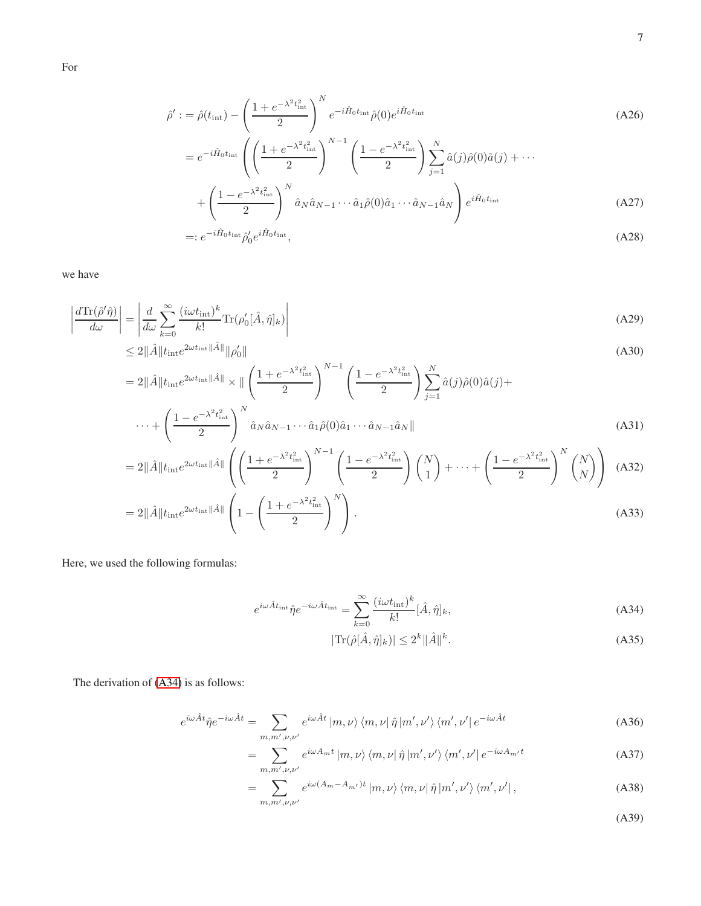For

$$\hat{\rho}' := \hat{\rho}(t_{\rm int}) - \left(\frac{1+e^{-\lambda^2 t_{\rm int}^2}}{2}\right)^N e^{-i\hat{H}_0 t_{\rm int}} \hat{\rho}(0) e^{i\hat{H}_0 t_{\rm int}} \tag{A26}$$

$$= e^{-i\hat{H}_0 t_{\rm int}} \left( \left(\frac{1+e^{-\lambda^2 t_{\rm int}^2}}{2}\right)^{N-1} \left(\frac{1-e^{-\lambda^2 t_{\rm int}^2}}{2}\right) \sum_{j=1}^{N} \hat{a}(j)\hat{\rho}(0)\hat{a}(j) + \cdots \right.$$
$$\left. + \left(\frac{1-e^{-\lambda^2 t_{\rm int}^2}}{2}\right)^N \hat{a}_N \hat{a}_{N-1} \cdots \hat{a}_1 \hat{\rho}(0) \hat{a}_1 \cdots \hat{a}_{N-1} \hat{a}_N \right) e^{i\hat{H}_0 t_{\rm int}} \tag{A27}$$

$$=: e^{-i\hat{H}_0 t_{\rm int}} \hat{\rho}_0' e^{i\hat{H}_0 t_{\rm int}}, \tag{A28}$$

we have

$$\left| \frac{d\mathrm{Tr}(\hat{\rho}'\hat{\eta})}{d\omega} \right| = \left| \frac{d}{d\omega} \sum_{k=0}^{\infty} \frac{(i\omega t_{\rm int})^k}{k!} \mathrm{Tr}(\rho_0' [\hat{A}, \hat{\eta}]_k) \right| \tag{A29}$$

$$\leq 2\|\hat{A}\| t_{\rm int} e^{2\omega t_{\rm int}\|\hat{A}\|} \|\rho_0'\| \tag{A30}$$

$$= 2\|\hat{A}\| t_{\rm int} e^{2\omega t_{\rm int}\|\hat{A}\|} \times \left\| \left(\frac{1+e^{-\lambda^2 t_{\rm int}^2}}{2}\right)^{N-1} \left(\frac{1-e^{-\lambda^2 t_{\rm int}^2}}{2}\right) \sum_{j=1}^{N} \hat{a}(j)\hat{\rho}(0)\hat{a}(j) + \right.$$
$$\left. \cdots + \left(\frac{1-e^{-\lambda^2 t_{\rm int}^2}}{2}\right)^N \hat{a}_N \hat{a}_{N-1} \cdots \hat{a}_1 \hat{\rho}(0) \hat{a}_1 \cdots \hat{a}_{N-1} \hat{a}_N \right\| \tag{A31}$$

$$= 2\|\hat{A}\| t_{\rm int} e^{2\omega t_{\rm int}\|\hat{A}\|} \left( \left(\frac{1+e^{-\lambda^2 t_{\rm int}^2}}{2}\right)^{N-1} \left(\frac{1-e^{-\lambda^2 t_{\rm int}^2}}{2}\right) \binom{N}{1} + \cdots + \left(\frac{1-e^{-\lambda^2 t_{\rm int}^2}}{2}\right)^N \binom{N}{N} \right) \tag{A32}$$

$$= 2\|\hat{A}\| t_{\rm int} e^{2\omega t_{\rm int}\|\hat{A}\|} \left( 1 - \left(\frac{1+e^{-\lambda^2 t_{\rm int}^2}}{2}\right)^N \right). \tag{A33}$$

Here, we used the following formulas:

$$e^{i\omega\hat{A}t_{\rm int}} \hat{\eta} e^{-i\omega\hat{A}t_{\rm int}} = \sum_{k=0}^{\infty} \frac{(i\omega t_{\rm int})^k}{k!} [\hat{A}, \hat{\eta}]_k, \tag{A34}$$

$$|\mathrm{Tr}(\hat{\rho}[\hat{A}, \hat{\eta}]_k)| \leq 2^k \|\hat{A}\|^k. \tag{A35}$$

The derivation of (A34) is as follows:

$$e^{i\omega\hat{A}t} \hat{\eta} e^{-i\omega\hat{A}t} = \sum_{m,m',\nu,\nu'} e^{i\omega\hat{A}t} |m,\nu\rangle \langle m,\nu| \hat{\eta} |m',\nu'\rangle \langle m',\nu'| e^{-i\omega\hat{A}t} \tag{A36}$$

$$= \sum_{m,m',\nu,\nu'} e^{i\omega A_m t} |m,\nu\rangle \langle m,\nu| \hat{\eta} |m',\nu'\rangle \langle m',\nu'| e^{-i\omega A_{m'} t} \tag{A37}$$

$$= \sum_{m,m',\nu,\nu'} e^{i\omega (A_m - A_{m'}) t} |m,\nu\rangle \langle m,\nu| \hat{\eta} |m',\nu'\rangle \langle m',\nu'|, \tag{A38}$$

(A39)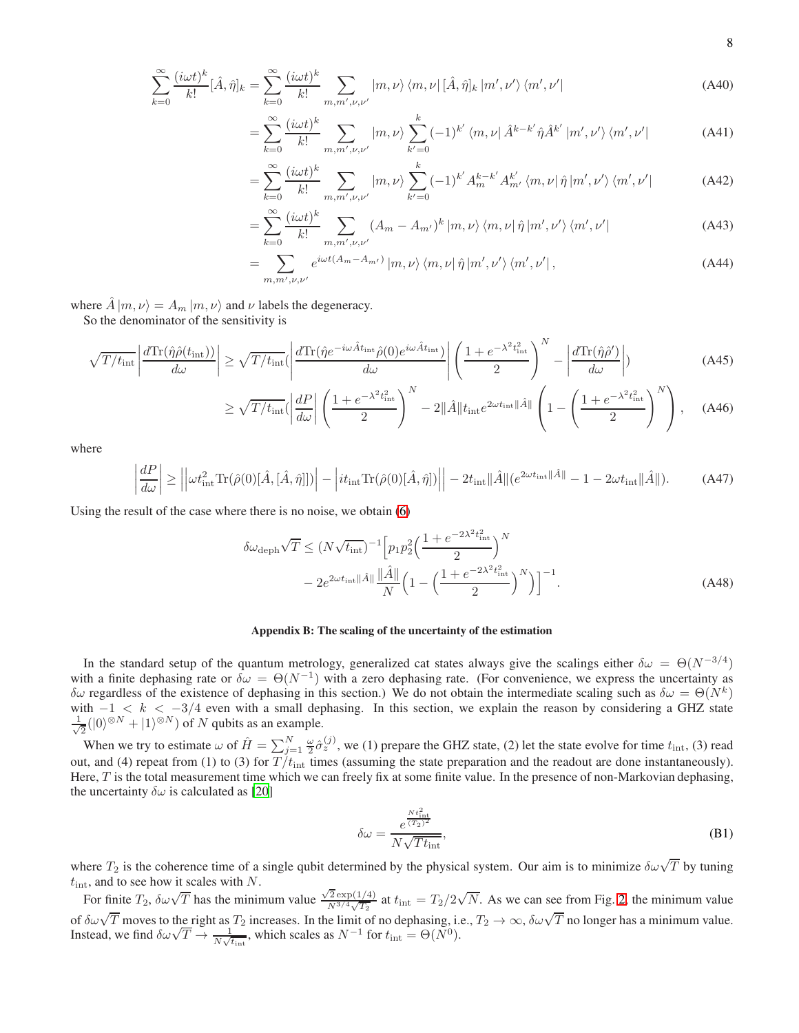$$\sum_{k=0}^{\infty} \frac{(i\omega t)^k}{k!}[\hat{A},\hat{\eta}]_k = \sum_{k=0}^{\infty} \frac{(i\omega t)^k}{k!} \sum_{m,m',\nu,\nu'} |m,\nu\rangle \langle m,\nu| [\hat{A},\hat{\eta}]_k |m',\nu'\rangle \langle m',\nu'| \tag{A40}$$

$$= \sum_{k=0}^{\infty} \frac{(i\omega t)^k}{k!} \sum_{m,m',\nu,\nu'} |m,\nu\rangle \sum_{k'=0}^{k} (-1)^{k'} \langle m,\nu| \hat{A}^{k-k'}\hat{\eta}\hat{A}^{k'} |m',\nu'\rangle \langle m',\nu'| \tag{A41}$$

$$= \sum_{k=0}^{\infty} \frac{(i\omega t)^k}{k!} \sum_{m,m',\nu,\nu'} |m,\nu\rangle \sum_{k'=0}^{k} (-1)^{k'} A_m^{k-k'} A_{m'}^{k'} \langle m,\nu| \hat{\eta} |m',\nu'\rangle \langle m',\nu'| \tag{A42}$$

$$= \sum_{k=0}^{\infty} \frac{(i\omega t)^k}{k!} \sum_{m,m',\nu,\nu'} (A_m - A_{m'})^k |m,\nu\rangle \langle m,\nu| \hat{\eta} |m',\nu'\rangle \langle m',\nu'| \tag{A43}$$

$$= \sum_{m,m',\nu,\nu'} e^{i\omega t(A_m - A_{m'})} |m,\nu\rangle \langle m,\nu| \hat{\eta} |m',\nu'\rangle \langle m',\nu'| , \tag{A44}$$

where $\hat{A}|m,\nu\rangle = A_m |m,\nu\rangle$ and $\nu$ labels the degeneracy.

So the denominator of the sensitivity is

$$\sqrt{T/t_{\rm int}} \left| \frac{d\mathrm{Tr}(\hat{\eta}\hat{\rho}(t_{\rm int}))}{d\omega} \right| \geq \sqrt{T/t_{\rm int}} (\left| \frac{d\mathrm{Tr}(\hat{\eta} e^{-i\omega\hat{A}t_{\rm int}} \hat{\rho}(0) e^{i\omega\hat{A}t_{\rm int}})}{d\omega} \right| \left( \frac{1+e^{-\lambda^2 t_{\rm int}^2}}{2} \right)^N - \left| \frac{d\mathrm{Tr}(\hat{\eta}\hat{\rho}')}{d\omega} \right|) \tag{A45}$$

$$\geq \sqrt{T/t_{\rm int}} (\left| \frac{dP}{d\omega} \right| \left( \frac{1+e^{-\lambda^2 t_{\rm int}^2}}{2} \right)^N - 2\|\hat{A}\| t_{\rm int} e^{2\omega t_{\rm int}\|\hat{A}\|} \left( 1 - \left( \frac{1+e^{-\lambda^2 t_{\rm int}^2}}{2} \right)^N \right), \tag{A46}$$

where

$$\left| \frac{dP}{d\omega} \right| \geq \left| \left| \omega t_{\rm int}^2 \mathrm{Tr}(\hat{\rho}(0)[\hat{A},[\hat{A},\hat{\eta}]]) \right| - \left| i t_{\rm int} \mathrm{Tr}(\hat{\rho}(0)[\hat{A},\hat{\eta}]) \right| \right| - 2t_{\rm int}\|\hat{A}\| (e^{2\omega t_{\rm int}\|\hat{A}\|} - 1 - 2\omega t_{\rm int}\|\hat{A}\|). \tag{A47}$$

Using the result of the case where there is no noise, we obtain (6)

$$\delta\omega_{\rm deph}\sqrt{T} \leq (N\sqrt{t_{\rm int}})^{-1} \Big[ p_1 p_2^2 \Big( \frac{1+e^{-2\lambda^2 t_{\rm int}^2}}{2} \Big)^N - 2e^{2\omega t_{\rm int}\|\hat{A}\|} \frac{\|\hat{A}\|}{N} \Big( 1 - \Big( \frac{1+e^{-2\lambda^2 t_{\rm int}^2}}{2} \Big)^N \Big) \Big]^{-1}. \tag{A48}$$

## Appendix B: The scaling of the uncertainty of the estimation

In the standard setup of the quantum metrology, generalized cat states always give the scalings either $\delta\omega = \Theta(N^{-3/4})$ with a finite dephasing rate or $\delta\omega = \Theta(N^{-1})$ with a zero dephasing rate. (For convenience, we express the uncertainty as $\delta\omega$ regardless of the existence of dephasing in this section.) We do not obtain the intermediate scaling such as $\delta\omega = \Theta(N^k)$ with $-1 < k < -3/4$ even with a small dephasing. In this section, we explain the reason by considering a GHZ state $\frac{1}{\sqrt{2}}(|0\rangle^{\otimes N} + |1\rangle^{\otimes N})$ of $N$ qubits as an example.

When we try to estimate $\omega$ of $\hat{H} = \sum_{j=1}^{N} \frac{\omega}{2}\hat{\sigma}_z^{(j)}$, we (1) prepare the GHZ state, (2) let the state evolve for time $t_{\rm int}$, (3) read out, and (4) repeat from (1) to (3) for $T/t_{\rm int}$ times (assuming the state preparation and the readout are done instantaneously). Here, $T$ is the total measurement time which we can freely fix at some finite value. In the presence of non-Markovian dephasing, the uncertainty $\delta\omega$ is calculated as [20]

$$\delta\omega = \frac{e^{\frac{N t_{\rm int}^2}{(T_2)^2}}}{N\sqrt{T t_{\rm int}}}, \tag{B1}$$

where $T_2$ is the coherence time of a single qubit determined by the physical system. Our aim is to minimize $\delta\omega\sqrt{T}$ by tuning $t_{\rm int}$, and to see how it scales with $N$.

For finite $T_2$, $\delta\omega\sqrt{T}$ has the minimum value $\frac{\sqrt{2}\exp(1/4)}{N^{3/4}\sqrt{T_2}}$ at $t_{\rm int} = T_2/2\sqrt{N}$. As we can see from Fig. 2, the minimum value of $\delta\omega\sqrt{T}$ moves to the right as $T_2$ increases. In the limit of no dephasing, i.e., $T_2 \to \infty$, $\delta\omega\sqrt{T}$ no longer has a minimum value. Instead, we find $\delta\omega\sqrt{T} \to \frac{1}{N\sqrt{t_{\rm int}}}$, which scales as $N^{-1}$ for $t_{\rm int} = \Theta(N^0)$.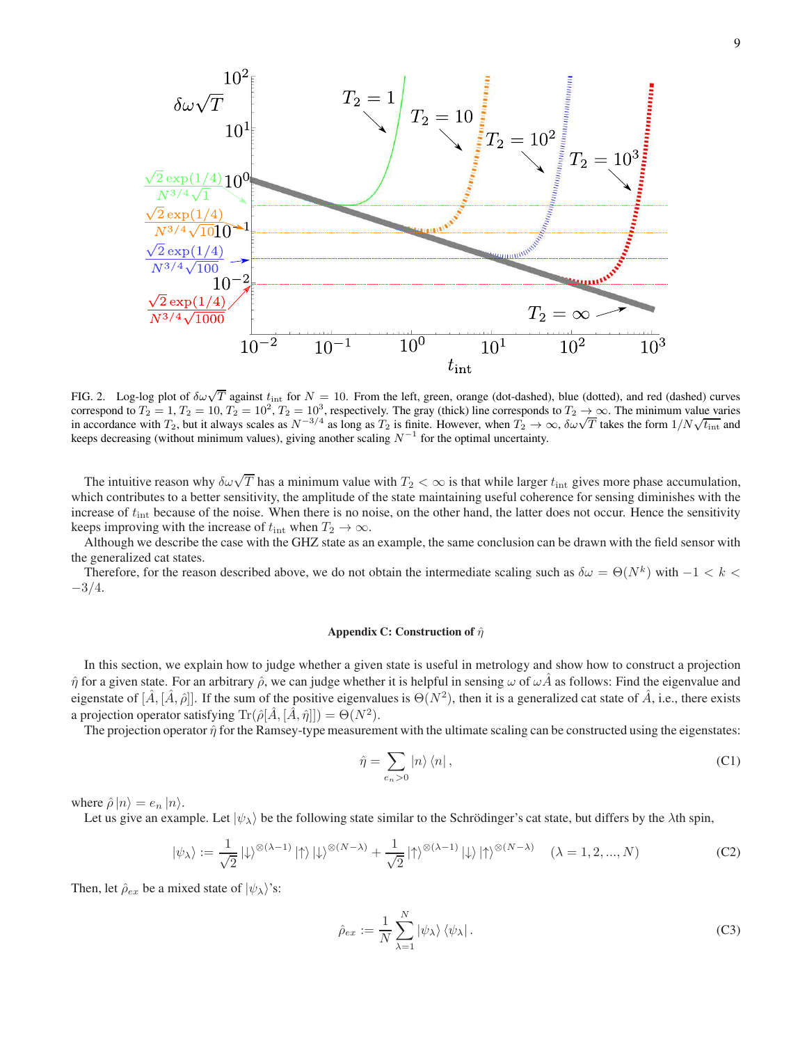FIG. 2. Log-log plot of $\delta\omega\sqrt{T}$ against $t_{\rm int}$ for $N = 10$. From the left, green, orange (dot-dashed), blue (dotted), and red (dashed) curves correspond to $T_2 = 1$, $T_2 = 10$, $T_2 = 10^2$, $T_2 = 10^3$, respectively. The gray (thick) line corresponds to $T_2 \to \infty$. The minimum value varies in accordance with $T_2$, but it always scales as $N^{-3/4}$ as long as $T_2$ is finite. However, when $T_2 \to \infty$, $\delta\omega\sqrt{T}$ takes the form $1/N\sqrt{t_{\rm int}}$ and keeps decreasing (without minimum values), giving another scaling $N^{-1}$ for the optimal uncertainty.

The intuitive reason why $\delta\omega\sqrt{T}$ has a minimum value with $T_2 < \infty$ is that while larger $t_{\rm int}$ gives more phase accumulation, which contributes to a better sensitivity, the amplitude of the state maintaining useful coherence for sensing diminishes with the increase of $t_{\rm int}$ because of the noise. When there is no noise, on the other hand, the latter does not occur. Hence the sensitivity keeps improving with the increase of $t_{\rm int}$ when $T_2 \to \infty$.

Although we describe the case with the GHZ state as an example, the same conclusion can be drawn with the field sensor with the generalized cat states.

Therefore, for the reason described above, we do not obtain the intermediate scaling such as $\delta\omega = \Theta(N^k)$ with $-1 < k < -3/4$.

### Appendix C: Construction of $\hat{\eta}$

In this section, we explain how to judge whether a given state is useful in metrology and show how to construct a projection $\hat{\eta}$ for a given state. For an arbitrary $\hat{\rho}$, we can judge whether it is helpful in sensing $\omega$ of $\omega\hat{A}$ as follows: Find the eigenvalue and eigenstate of $[\hat{A}, [\hat{A}, \hat{\rho}]]$. If the sum of the positive eigenvalues is $\Theta(N^2)$, then it is a generalized cat state of $\hat{A}$, i.e., there exists a projection operator satisfying $\mathrm{Tr}(\hat{\rho}[\hat{A}, [\hat{A}, \hat{\eta}]]) = \Theta(N^2)$.

The projection operator $\hat{\eta}$ for the Ramsey-type measurement with the ultimate scaling can be constructed using the eigenstates:

$$\hat{\eta} = \sum_{e_n > 0} |n\rangle\langle n|, \tag{C1}$$

where $\hat{\rho}|n\rangle = e_n|n\rangle$.

Let us give an example. Let $|\psi_\lambda\rangle$ be the following state similar to the Schrödinger's cat state, but differs by the $\lambda$th spin,

$$|\psi_\lambda\rangle := \frac{1}{\sqrt{2}}|\downarrow\rangle^{\otimes(\lambda-1)}|\uparrow\rangle|\downarrow\rangle^{\otimes(N-\lambda)} + \frac{1}{\sqrt{2}}|\uparrow\rangle^{\otimes(\lambda-1)}|\downarrow\rangle|\uparrow\rangle^{\otimes(N-\lambda)} \quad (\lambda = 1, 2, ..., N) \tag{C2}$$

Then, let $\hat{\rho}_{ex}$ be a mixed state of $|\psi_\lambda\rangle$'s:

$$\hat{\rho}_{ex} := \frac{1}{N}\sum_{\lambda=1}^{N} |\psi_\lambda\rangle\langle\psi_\lambda|. \tag{C3}$$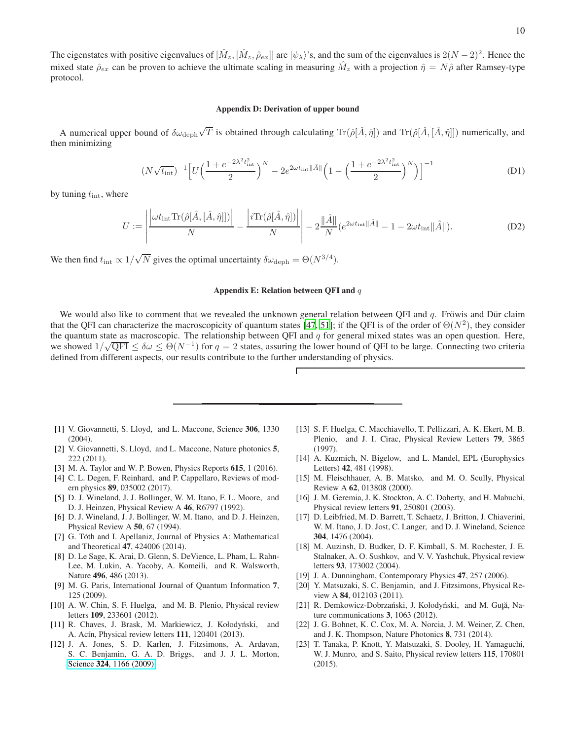The eigenstates with positive eigenvalues of $[\hat{M}_z, [\hat{M}_z, \hat{\rho}_{ex}]]$ are $|\psi_\lambda\rangle$'s, and the sum of the eigenvalues is $2(N-2)^2$. Hence the mixed state $\hat{\rho}_{ex}$ can be proven to achieve the ultimate scaling in measuring $\hat{M}_z$ with a projection $\hat{\eta} = N\hat{\rho}$ after Ramsey-type protocol.

## Appendix D: Derivation of upper bound

A numerical upper bound of $\delta\omega_{\rm deph}\sqrt{T}$ is obtained through calculating $\mathrm{Tr}(\hat{\rho}[\hat{A}, \hat{\eta}])$ and $\mathrm{Tr}(\hat{\rho}[\hat{A}, [\hat{A}, \hat{\eta}]])$ numerically, and then minimizing

$$(N\sqrt{t_{\rm int}})^{-1}\Big[U\Big(\frac{1+e^{-2\lambda^2 t_{\rm int}^2}}{2}\Big)^N - 2e^{2\omega t_{\rm int}\|\hat{A}\|}\Big(1-\Big(\frac{1+e^{-2\lambda^2 t_{\rm int}^2}}{2}\Big)^N\Big)\Big]^{-1} \tag{D1}$$

by tuning $t_{\rm int}$, where

$$U := \left|\frac{\left|\omega t_{\rm int}\mathrm{Tr}(\hat{\rho}[\hat{A}, [\hat{A}, \hat{\eta}]])\right|}{N} - \frac{\left|i\mathrm{Tr}(\hat{\rho}[\hat{A}, \hat{\eta}])\right|}{N}\right| - 2\frac{\|\hat{A}\|}{N}(e^{2\omega t_{\rm int}\|\hat{A}\|} - 1 - 2\omega t_{\rm int}\|\hat{A}\|). \tag{D2}$$

We then find $t_{\rm int} \propto 1/\sqrt{N}$ gives the optimal uncertainty $\delta\omega_{\rm deph} = \Theta(N^{3/4})$.

## Appendix E: Relation between QFI and $q$

We would also like to comment that we revealed the unknown general relation between QFI and $q$. Fröwis and Dür claim that the QFI can characterize the macroscopicity of quantum states [47, 51]; if the QFI is of the order of $\Theta(N^2)$, they consider the quantum state as macroscopic. The relationship between QFI and $q$ for general mixed states was an open question. Here, we showed $1/\sqrt{\mathrm{QFI}} \leq \delta\omega \leq \Theta(N^{-1})$ for $q = 2$ states, assuring the lower bound of QFI to be large. Connecting two criteria defined from different aspects, our results contribute to the further understanding of physics.

---

- [1] V. Giovannetti, S. Lloyd, and L. Maccone, Science **306**, 1330 (2004).
- [2] V. Giovannetti, S. Lloyd, and L. Maccone, Nature photonics **5**, 222 (2011).
- [3] M. A. Taylor and W. P. Bowen, Physics Reports **615**, 1 (2016).
- [4] C. L. Degen, F. Reinhard, and P. Cappellaro, Reviews of modern physics **89**, 035002 (2017).
- [5] D. J. Wineland, J. J. Bollinger, W. M. Itano, F. L. Moore, and D. J. Heinzen, Physical Review A **46**, R6797 (1992).
- [6] D. J. Wineland, J. J. Bollinger, W. M. Itano, and D. J. Heinzen, Physical Review A **50**, 67 (1994).
- [7] G. Tóth and I. Apellaniz, Journal of Physics A: Mathematical and Theoretical **47**, 424006 (2014).
- [8] D. Le Sage, K. Arai, D. Glenn, S. DeVience, L. Pham, L. Rahn-Lee, M. Lukin, A. Yacoby, A. Komeili, and R. Walsworth, Nature **496**, 486 (2013).
- [9] M. G. Paris, International Journal of Quantum Information **7**, 125 (2009).
- [10] A. W. Chin, S. F. Huelga, and M. B. Plenio, Physical review letters **109**, 233601 (2012).
- [11] R. Chaves, J. Brask, M. Markiewicz, J. Kołodyński, and A. Acín, Physical review letters **111**, 120401 (2013).
- [12] J. A. Jones, S. D. Karlen, J. Fitzsimons, A. Ardavan, S. C. Benjamin, G. A. D. Briggs, and J. J. L. Morton, Science **324**, 1166 (2009).
- [13] S. F. Huelga, C. Macchiavello, T. Pellizzari, A. K. Ekert, M. B. Plenio, and J. I. Cirac, Physical Review Letters **79**, 3865 (1997).
- [14] A. Kuzmich, N. Bigelow, and L. Mandel, EPL (Europhysics Letters) **42**, 481 (1998).
- [15] M. Fleischhauer, A. B. Matsko, and M. O. Scully, Physical Review A **62**, 013808 (2000).
- [16] J. M. Geremia, J. K. Stockton, A. C. Doherty, and H. Mabuchi, Physical review letters **91**, 250801 (2003).
- [17] D. Leibfried, M. D. Barrett, T. Schaetz, J. Britton, J. Chiaverini, W. M. Itano, J. D. Jost, C. Langer, and D. J. Wineland, Science **304**, 1476 (2004).
- [18] M. Auzinsh, D. Budker, D. F. Kimball, S. M. Rochester, J. E. Stalnaker, A. O. Sushkov, and V. V. Yashchuk, Physical review letters **93**, 173002 (2004).
- [19] J. A. Dunningham, Contemporary Physics **47**, 257 (2006).
- [20] Y. Matsuzaki, S. C. Benjamin, and J. Fitzsimons, Physical Review A **84**, 012103 (2011).
- [21] R. Demkowicz-Dobrzański, J. Kołodyński, and M. Guţă, Nature communications **3**, 1063 (2012).
- [22] J. G. Bohnet, K. C. Cox, M. A. Norcia, J. M. Weiner, Z. Chen, and J. K. Thompson, Nature Photonics **8**, 731 (2014).
- [23] T. Tanaka, P. Knott, Y. Matsuzaki, S. Dooley, H. Yamaguchi, W. J. Munro, and S. Saito, Physical review letters **115**, 170801 (2015).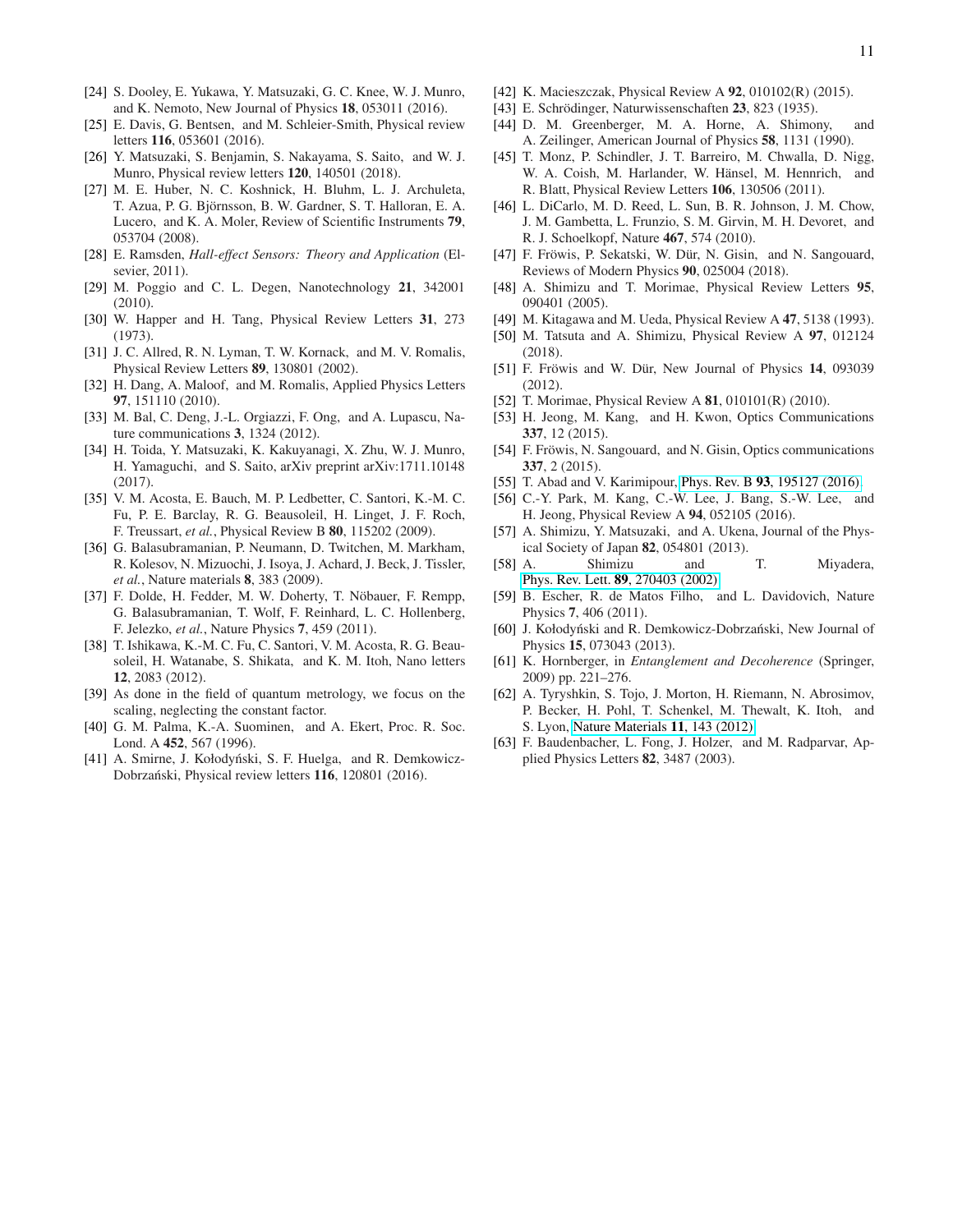[24] S. Dooley, E. Yukawa, Y. Matsuzaki, G. C. Knee, W. J. Munro, and K. Nemoto, New Journal of Physics **18**, 053011 (2016).

[25] E. Davis, G. Bentsen, and M. Schleier-Smith, Physical review letters **116**, 053601 (2016).

[26] Y. Matsuzaki, S. Benjamin, S. Nakayama, S. Saito, and W. J. Munro, Physical review letters **120**, 140501 (2018).

[27] M. E. Huber, N. C. Koshnick, H. Bluhm, L. J. Archuleta, T. Azua, P. G. Björnsson, B. W. Gardner, S. T. Halloran, E. A. Lucero, and K. A. Moler, Review of Scientific Instruments **79**, 053704 (2008).

[28] E. Ramsden, *Hall-effect Sensors: Theory and Application* (Elsevier, 2011).

[29] M. Poggio and C. L. Degen, Nanotechnology **21**, 342001 (2010).

[30] W. Happer and H. Tang, Physical Review Letters **31**, 273 (1973).

[31] J. C. Allred, R. N. Lyman, T. W. Kornack, and M. V. Romalis, Physical Review Letters **89**, 130801 (2002).

[32] H. Dang, A. Maloof, and M. Romalis, Applied Physics Letters **97**, 151110 (2010).

[33] M. Bal, C. Deng, J.-L. Orgiazzi, F. Ong, and A. Lupascu, Nature communications **3**, 1324 (2012).

[34] H. Toida, Y. Matsuzaki, K. Kakuyanagi, X. Zhu, W. J. Munro, H. Yamaguchi, and S. Saito, arXiv preprint arXiv:1711.10148 (2017).

[35] V. M. Acosta, E. Bauch, M. P. Ledbetter, C. Santori, K.-M. C. Fu, P. E. Barclay, R. G. Beausoleil, H. Linget, J. F. Roch, F. Treussart, *et al.*, Physical Review B **80**, 115202 (2009).

[36] G. Balasubramanian, P. Neumann, D. Twitchen, M. Markham, R. Kolesov, N. Mizuochi, J. Isoya, J. Achard, J. Beck, J. Tissler, *et al.*, Nature materials **8**, 383 (2009).

[37] F. Dolde, H. Fedder, M. W. Doherty, T. Nöbauer, F. Rempp, G. Balasubramanian, T. Wolf, F. Reinhard, L. C. Hollenberg, F. Jelezko, *et al.*, Nature Physics **7**, 459 (2011).

[38] T. Ishikawa, K.-M. C. Fu, C. Santori, V. M. Acosta, R. G. Beausoleil, H. Watanabe, S. Shikata, and K. M. Itoh, Nano letters **12**, 2083 (2012).

[39] As done in the field of quantum metrology, we focus on the scaling, neglecting the constant factor.

[40] G. M. Palma, K.-A. Suominen, and A. Ekert, Proc. R. Soc. Lond. A **452**, 567 (1996).

[41] A. Smirne, J. Kołodyński, S. F. Huelga, and R. Demkowicz-Dobrzański, Physical review letters **116**, 120801 (2016).

[42] K. Macieszczak, Physical Review A **92**, 010102(R) (2015).

[43] E. Schrödinger, Naturwissenschaften **23**, 823 (1935).

[44] D. M. Greenberger, M. A. Horne, A. Shimony, and A. Zeilinger, American Journal of Physics **58**, 1131 (1990).

[45] T. Monz, P. Schindler, J. T. Barreiro, M. Chwalla, D. Nigg, W. A. Coish, M. Harlander, W. Hänsel, M. Hennrich, and R. Blatt, Physical Review Letters **106**, 130506 (2011).

[46] L. DiCarlo, M. D. Reed, L. Sun, B. R. Johnson, J. M. Chow, J. M. Gambetta, L. Frunzio, S. M. Girvin, M. H. Devoret, and R. J. Schoelkopf, Nature **467**, 574 (2010).

[47] F. Fröwis, P. Sekatski, W. Dür, N. Gisin, and N. Sangouard, Reviews of Modern Physics **90**, 025004 (2018).

[48] A. Shimizu and T. Morimae, Physical Review Letters **95**, 090401 (2005).

[49] M. Kitagawa and M. Ueda, Physical Review A **47**, 5138 (1993).

[50] M. Tatsuta and A. Shimizu, Physical Review A **97**, 012124 (2018).

[51] F. Fröwis and W. Dür, New Journal of Physics **14**, 093039 (2012).

[52] T. Morimae, Physical Review A **81**, 010101(R) (2010).

[53] H. Jeong, M. Kang, and H. Kwon, Optics Communications **337**, 12 (2015).

[54] F. Fröwis, N. Sangouard, and N. Gisin, Optics communications **337**, 2 (2015).

[55] T. Abad and V. Karimipour, Phys. Rev. B **93**, 195127 (2016).

[56] C.-Y. Park, M. Kang, C.-W. Lee, J. Bang, S.-W. Lee, and H. Jeong, Physical Review A **94**, 052105 (2016).

[57] A. Shimizu, Y. Matsuzaki, and A. Ukena, Journal of the Physical Society of Japan **82**, 054801 (2013).

[58] A. Shimizu and T. Miyadera, Phys. Rev. Lett. **89**, 270403 (2002).

[59] B. Escher, R. de Matos Filho, and L. Davidovich, Nature Physics **7**, 406 (2011).

[60] J. Kołodyński and R. Demkowicz-Dobrzański, New Journal of Physics **15**, 073043 (2013).

[61] K. Hornberger, in *Entanglement and Decoherence* (Springer, 2009) pp. 221–276.

[62] A. Tyryshkin, S. Tojo, J. Morton, H. Riemann, N. Abrosimov, P. Becker, H. Pohl, T. Schenkel, M. Thewalt, K. Itoh, and S. Lyon, Nature Materials **11**, 143 (2012).

[63] F. Baudenbacher, L. Fong, J. Holzer, and M. Radparvar, Applied Physics Letters **82**, 3487 (2003).